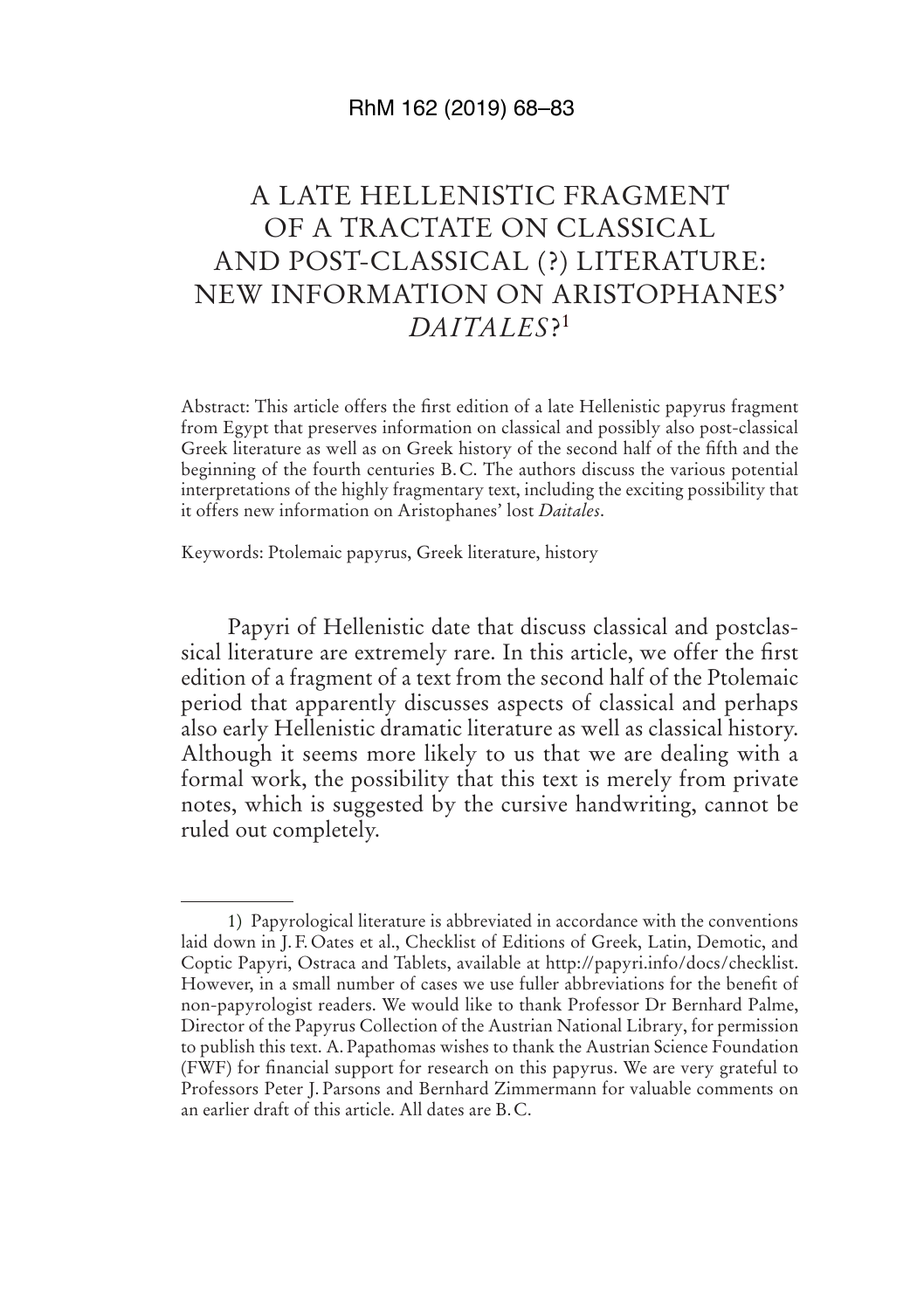# A LATE HELLENISTIC FRAGMENT OF A TRACTATE ON CLASSICAL AND POST-CLASSICAL (?) LITERATURE: NEW INFORMATION ON ARISTOPHANES' *DAITALES*?[1]

Abstract: This article offers the first edition of a late Hellenistic papyrus fragment from Egypt that preserves information on classical and possibly also post-classical Greek literature as well as on Greek history of the second half of the fifth and the beginning of the fourth centuries B.C. The authors discuss the various potential interpretations of the highly fragmentary text, including the exciting possibility that it offers new information on Aristophanes' lost *Daitales*.

Keywords: Ptolemaic papyrus, Greek literature, history

Papyri of Hellenistic date that discuss classical and postclassical literature are extremely rare. In this article, we offer the first edition of a fragment of a text from the second half of the Ptolemaic period that apparently discusses aspects of classical and perhaps also early Hellenistic dramatic literature as well as classical history. Although it seems more likely to us that we are dealing with a formal work, the possibility that this text is merely from private notes, which is suggested by the cursive handwriting, cannot be ruled out completely.

---

1) Papyrological literature is abbreviated in accordance with the conventions laid down in J. F. Oates et al., Checklist of Editions of Greek, Latin, Demotic, and Coptic Papyri, Ostraca and Tablets, available at http://papyri.info/docs/checklist. However, in a small number of cases we use fuller abbreviations for the benefit of non-papyrologist readers. We would like to thank Professor Dr Bernhard Palme, Director of the Papyrus Collection of the Austrian National Library, for permission to publish this text. A. Papathomas wishes to thank the Austrian Science Foundation (FWF) for financial support for research on this papyrus. We are very grateful to Professors Peter J. Parsons and Bernhard Zimmermann for valuable comments on an earlier draft of this article. All dates are B.C.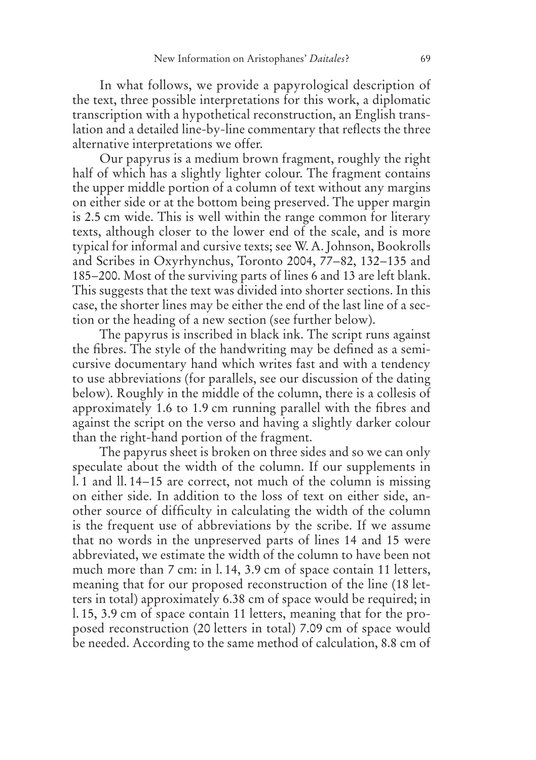In what follows, we provide a papyrological description of the text, three possible interpretations for this work, a diplomatic transcription with a hypothetical reconstruction, an English translation and a detailed line-by-line commentary that reflects the three alternative interpretations we offer.

Our papyrus is a medium brown fragment, roughly the right half of which has a slightly lighter colour. The fragment contains the upper middle portion of a column of text without any margins on either side or at the bottom being preserved. The upper margin is 2.5 cm wide. This is well within the range common for literary texts, although closer to the lower end of the scale, and is more typical for informal and cursive texts; see W. A. Johnson, Bookrolls and Scribes in Oxyrhynchus, Toronto 2004, 77–82, 132–135 and 185–200. Most of the surviving parts of lines 6 and 13 are left blank. This suggests that the text was divided into shorter sections. In this case, the shorter lines may be either the end of the last line of a section or the heading of a new section (see further below).

The papyrus is inscribed in black ink. The script runs against the fibres. The style of the handwriting may be defined as a semi-cursive documentary hand which writes fast and with a tendency to use abbreviations (for parallels, see our discussion of the dating below). Roughly in the middle of the column, there is a collesis of approximately 1.6 to 1.9 cm running parallel with the fibres and against the script on the verso and having a slightly darker colour than the right-hand portion of the fragment.

The papyrus sheet is broken on three sides and so we can only speculate about the width of the column. If our supplements in l. 1 and ll. 14–15 are correct, not much of the column is missing on either side. In addition to the loss of text on either side, another source of difficulty in calculating the width of the column is the frequent use of abbreviations by the scribe. If we assume that no words in the unpreserved parts of lines 14 and 15 were abbreviated, we estimate the width of the column to have been not much more than 7 cm: in l. 14, 3.9 cm of space contain 11 letters, meaning that for our proposed reconstruction of the line (18 letters in total) approximately 6.38 cm of space would be required; in l. 15, 3.9 cm of space contain 11 letters, meaning that for the proposed reconstruction (20 letters in total) 7.09 cm of space would be needed. According to the same method of calculation, 8.8 cm of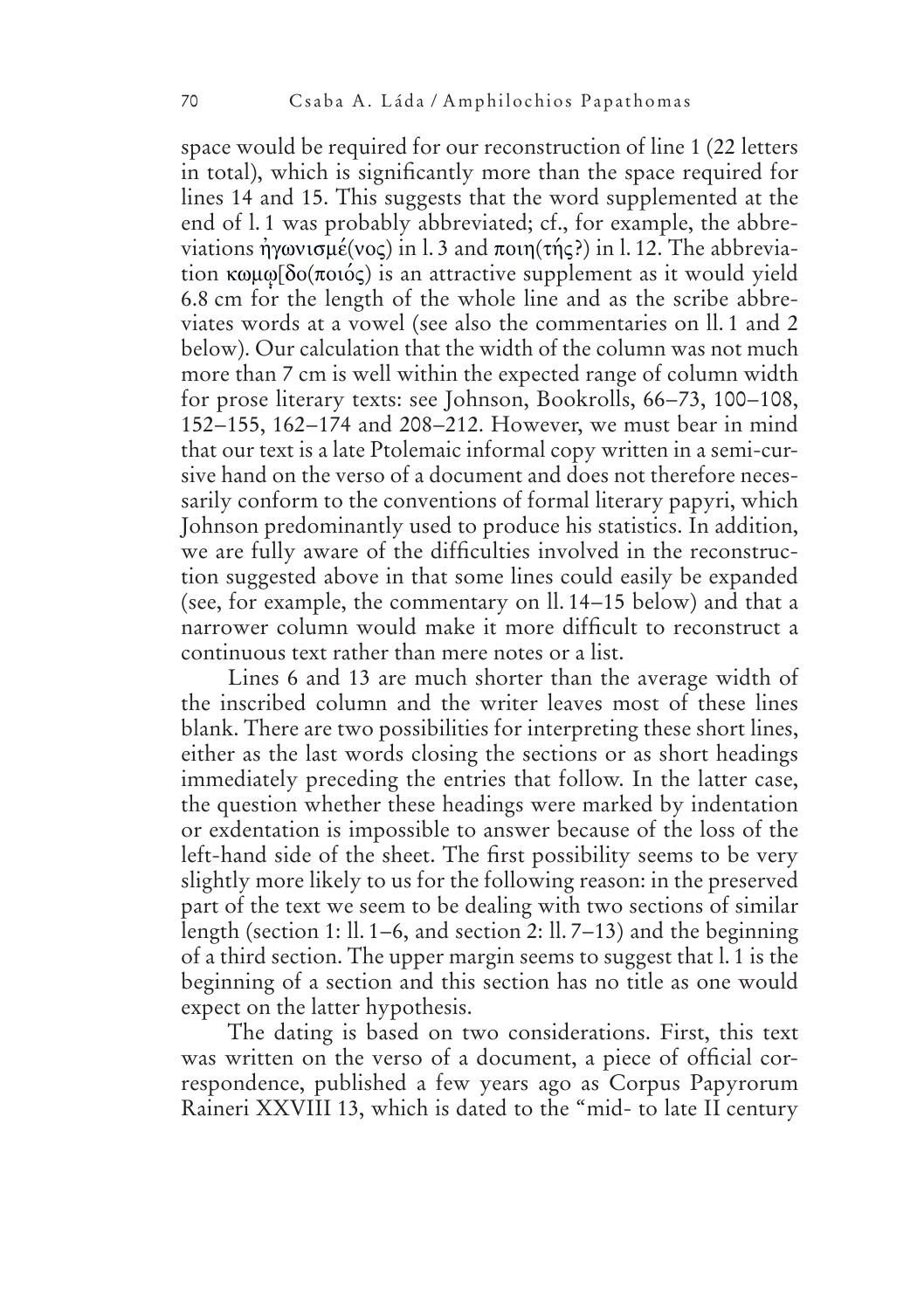space would be required for our reconstruction of line 1 (22 letters in total), which is significantly more than the space required for lines 14 and 15. This suggests that the word supplemented at the end of l. 1 was probably abbreviated; cf., for example, the abbreviations ἠγωνισμέ(νος) in l. 3 and ποιη(τής?) in l. 12. The abbreviation κωμῳ[δο(ποιός) is an attractive supplement as it would yield 6.8 cm for the length of the whole line and as the scribe abbreviates words at a vowel (see also the commentaries on ll. 1 and 2 below). Our calculation that the width of the column was not much more than 7 cm is well within the expected range of column width for prose literary texts: see Johnson, Bookrolls, 66–73, 100–108, 152–155, 162–174 and 208–212. However, we must bear in mind that our text is a late Ptolemaic informal copy written in a semi-cursive hand on the verso of a document and does not therefore necessarily conform to the conventions of formal literary papyri, which Johnson predominantly used to produce his statistics. In addition, we are fully aware of the difficulties involved in the reconstruction suggested above in that some lines could easily be expanded (see, for example, the commentary on ll. 14–15 below) and that a narrower column would make it more difficult to reconstruct a continuous text rather than mere notes or a list.

Lines 6 and 13 are much shorter than the average width of the inscribed column and the writer leaves most of these lines blank. There are two possibilities for interpreting these short lines, either as the last words closing the sections or as short headings immediately preceding the entries that follow. In the latter case, the question whether these headings were marked by indentation or exdentation is impossible to answer because of the loss of the left-hand side of the sheet. The first possibility seems to be very slightly more likely to us for the following reason: in the preserved part of the text we seem to be dealing with two sections of similar length (section 1: ll. 1–6, and section 2: ll. 7–13) and the beginning of a third section. The upper margin seems to suggest that l. 1 is the beginning of a section and this section has no title as one would expect on the latter hypothesis.

The dating is based on two considerations. First, this text was written on the verso of a document, a piece of official correspondence, published a few years ago as Corpus Papyrorum Raineri XXVIII 13, which is dated to the "mid- to late II century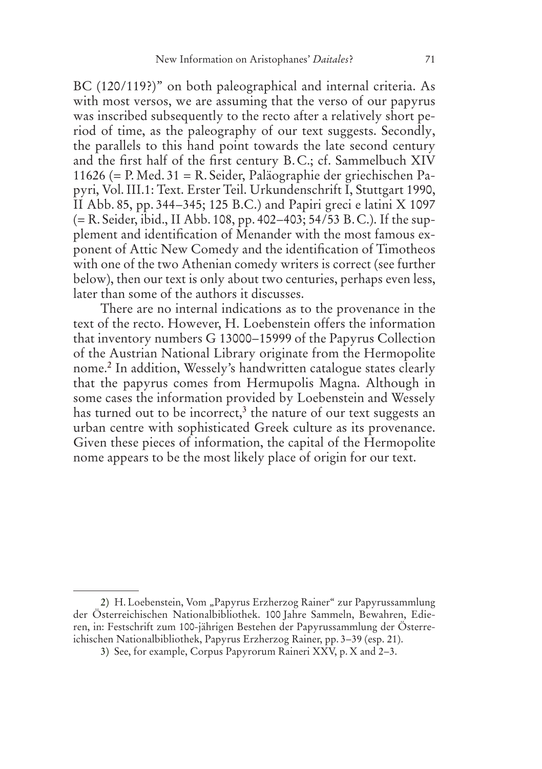BC (120/119?)" on both paleographical and internal criteria. As with most versos, we are assuming that the verso of our papyrus was inscribed subsequently to the recto after a relatively short period of time, as the paleography of our text suggests. Secondly, the parallels to this hand point towards the late second century and the first half of the first century B.C.; cf. Sammelbuch XIV 11626 (= P. Med. 31 = R. Seider, Paläographie der griechischen Papyri, Vol. III.1: Text. Erster Teil. Urkundenschrift I, Stuttgart 1990, II Abb. 85, pp. 344–345; 125 B.C.) and Papiri greci e latini X 1097 (= R. Seider, ibid., II Abb. 108, pp. 402–403; 54/53 B.C.). If the supplement and identification of Menander with the most famous exponent of Attic New Comedy and the identification of Timotheos with one of the two Athenian comedy writers is correct (see further below), then our text is only about two centuries, perhaps even less, later than some of the authors it discusses.

There are no internal indications as to the provenance in the text of the recto. However, H. Loebenstein offers the information that inventory numbers G 13000–15999 of the Papyrus Collection of the Austrian National Library originate from the Hermopolite nome.[2] In addition, Wessely's handwritten catalogue states clearly that the papyrus comes from Hermupolis Magna. Although in some cases the information provided by Loebenstein and Wessely has turned out to be incorrect,[3] the nature of our text suggests an urban centre with sophisticated Greek culture as its provenance. Given these pieces of information, the capital of the Hermopolite nome appears to be the most likely place of origin for our text.

---

2) H. Loebenstein, Vom „Papyrus Erzherzog Rainer" zur Papyrussammlung der Österreichischen Nationalbibliothek. 100 Jahre Sammeln, Bewahren, Edieren, in: Festschrift zum 100-jährigen Bestehen der Papyrussammlung der Österreichischen Nationalbibliothek, Papyrus Erzherzog Rainer, pp. 3–39 (esp. 21).

3) See, for example, Corpus Papyrorum Raineri XXV, p. X and 2–3.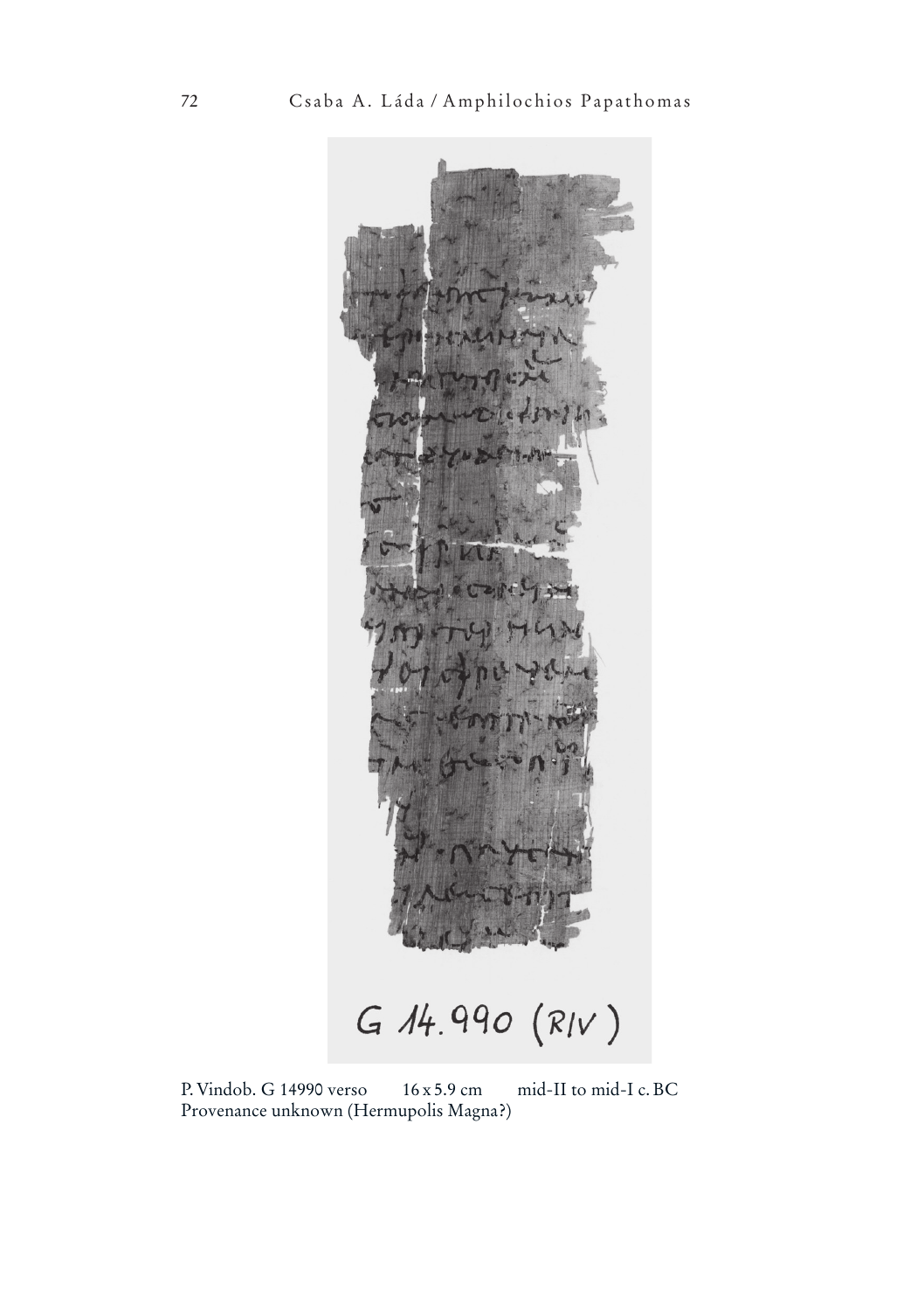P. Vindob. G 14990 verso   16 x 5.9 cm   mid-II to mid-I c. BC
Provenance unknown (Hermupolis Magna?)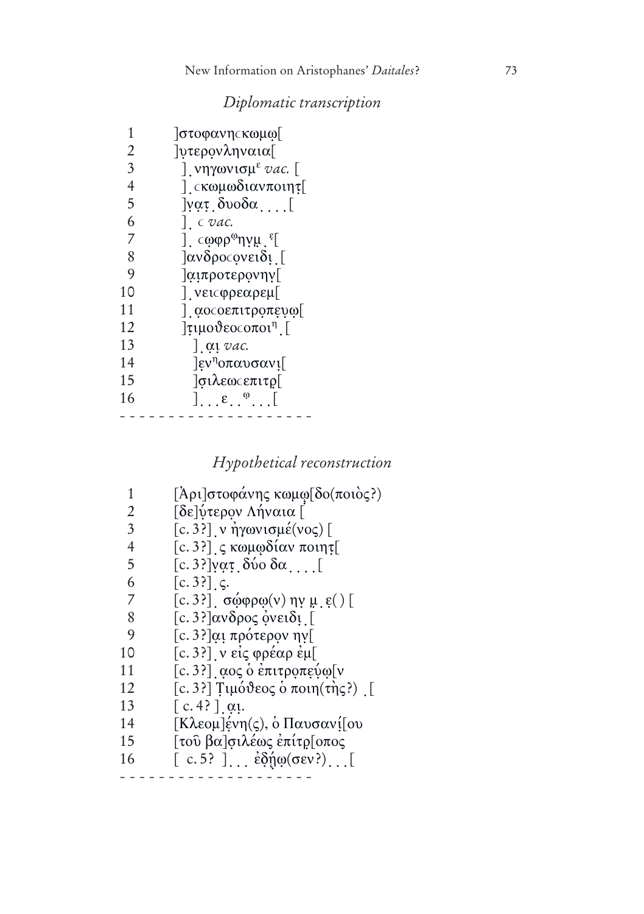## *Diplomatic transcription*

1 ]στοφανηcκωμω̣[
2 ]υ̣τερο̣νληναια[
3 ] ̣νηγωνισμ$^{ε}$ *vac.* [
4 ] ̣cκωμωδιανποιητ̣[
5 ]ν̣α̣τ̣ ̣δυοδα ̣ ̣ ̣ ̣[
6 ] ̣ c *vac.*
7 ] ̣ cω̣φρ$^{ω}$ηνμ̣ ̣$^{ε}$[
8 ]ανδροcο̣νειδι̣ ̣[
9 ]α̣ι̣προτεροννη̣ν̣[
10 ] ̣νειcφρεαρεμ[
11 ] ̣α̣οcοεπιτρο̣πευ̣ω̣[
12 ]τ̣ιμοθεοcοποι$^{η}$ ̣[
13 ] ̣α̣ι̣ *vac.*
14 ]ε̣ν$^{η}$οπαυσανι̣[
15 ]σ̣ιλεωcεπιτρ̣[
16 ] ̣ ̣ ̣ε ̣ ̣$^{ω}$ ̣ ̣ ̣[

- - - - - - - - - - - - - - - - - - - -

## *Hypothetical reconstruction*

1 [Ἀρι]στοφάνης κωμω̣[δο(ποιὸς?)
2 [δε]ύ̣τερο̣ν Λήναια [
3 [c. 3?] ̣ν ἠγωνισμέ(νος) [
4 [c. 3?] ̣ς κωμω̣δίαν ποιητ̣[
5 [c. 3?]ν̣α̣τ̣ ̣δύο δα ̣ ̣ ̣ ̣[
6 [c. 3?] ̣ς.
7 [c. 3?] ̣ σώ̣φρω̣(ν) ην̣ μ̣ ̣ε̣() [
8 [c. 3?]ανδρος ὀ̣νειδι̣ ̣[
9 [c. 3?]α̣ι̣ πρότερο̣ν ην̣[
10 [c. 3?] ̣ν εἰς φρέαρ ἐμ[
11 [c. 3?] ̣α̣ος ὁ ἐπιτρο̣πεύ̣ω̣[ν
12 [c. 3?] Τ̣ιμόθεος ὁ ποιη(τὴς?) ̣[
13 [ c. 4? ] ̣α̣ι̣.
14 [Κλεομ]έ̣νη(ς), ὁ Παυσανί̣[ου
15 [τοῦ βα]σ̣ιλέως ἐπίτρ̣[οπος
16 [ c. 5? ] ̣ ̣ ̣ ἐδ̣ή̣ω̣(σεν?) ̣ ̣ ̣[

- - - - - - - - - - - - - - - - - - - -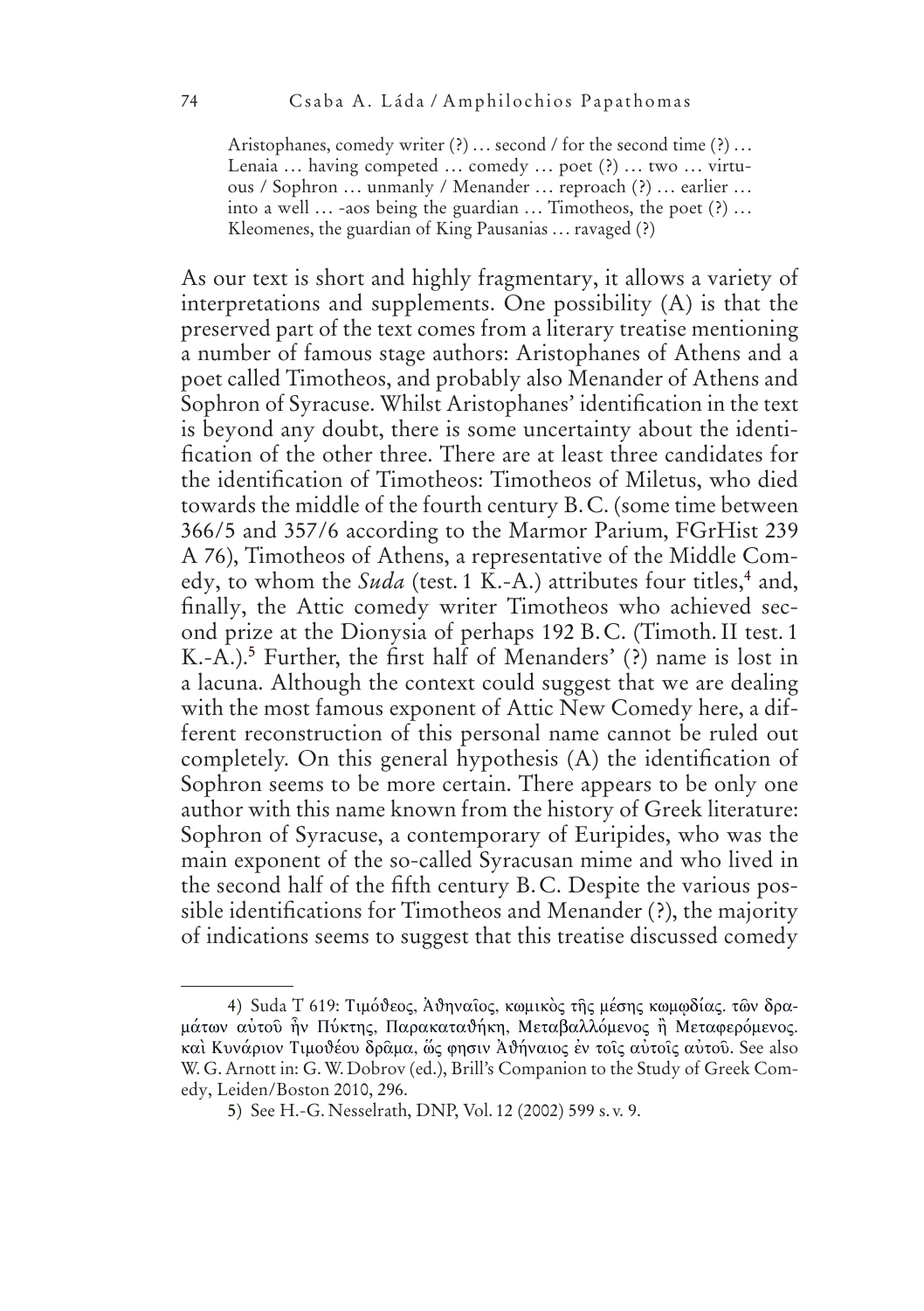Aristophanes, comedy writer (?) … second / for the second time (?) … Lenaia … having competed … comedy … poet (?) … two … virtuous / Sophron … unmanly / Menander … reproach (?) … earlier … into a well … -aos being the guardian … Timotheos, the poet (?) … Kleomenes, the guardian of King Pausanias … ravaged (?)

As our text is short and highly fragmentary, it allows a variety of interpretations and supplements. One possibility (A) is that the preserved part of the text comes from a literary treatise mentioning a number of famous stage authors: Aristophanes of Athens and a poet called Timotheos, and probably also Menander of Athens and Sophron of Syracuse. Whilst Aristophanes' identification in the text is beyond any doubt, there is some uncertainty about the identification of the other three. There are at least three candidates for the identification of Timotheos: Timotheos of Miletus, who died towards the middle of the fourth century B.C. (some time between 366/5 and 357/6 according to the Marmor Parium, FGrHist 239 A 76), Timotheos of Athens, a representative of the Middle Comedy, to whom the *Suda* (test. 1 K.-A.) attributes four titles,[4] and, finally, the Attic comedy writer Timotheos who achieved second prize at the Dionysia of perhaps 192 B.C. (Timoth. II test. 1 K.-A.).[5] Further, the first half of Menanders' (?) name is lost in a lacuna. Although the context could suggest that we are dealing with the most famous exponent of Attic New Comedy here, a different reconstruction of this personal name cannot be ruled out completely. On this general hypothesis (A) the identification of Sophron seems to be more certain. There appears to be only one author with this name known from the history of Greek literature: Sophron of Syracuse, a contemporary of Euripides, who was the main exponent of the so-called Syracusan mime and who lived in the second half of the fifth century B.C. Despite the various possible identifications for Timotheos and Menander (?), the majority of indications seems to suggest that this treatise discussed comedy

---

4) Suda T 619: Τιμόθεος, Ἀθηναῖος, κωμικὸς τῆς μέσης κωμῳδίας. τῶν δραμάτων αὐτοῦ ἦν Πύκτης, Παρακαταθήκη, Μεταβαλλόμενος ἢ Μεταφερόμενος. καὶ Κυνάριον Τιμοθέου δρᾶμα, ὥς φησιν Ἀθήναιος ἐν τοῖς αὐτοῖς αὐτοῦ. See also W. G. Arnott in: G. W. Dobrov (ed.), Brill's Companion to the Study of Greek Comedy, Leiden/Boston 2010, 296.

5) See H.-G. Nesselrath, DNP, Vol. 12 (2002) 599 s. v. 9.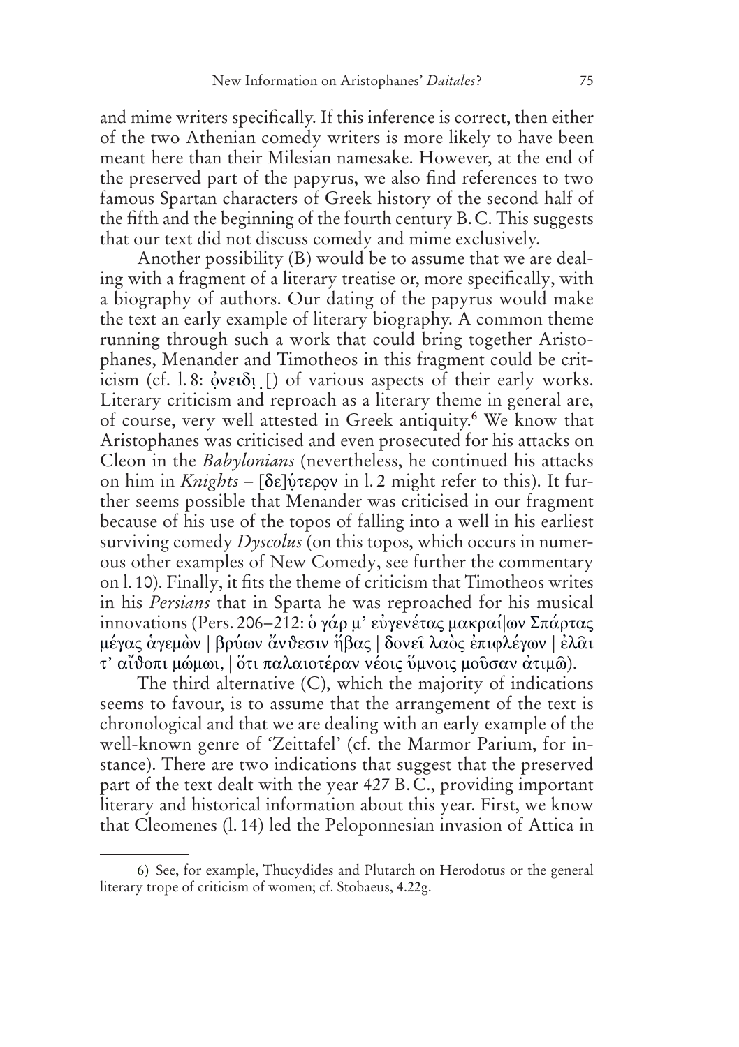and mime writers specifically. If this inference is correct, then either of the two Athenian comedy writers is more likely to have been meant here than their Milesian namesake. However, at the end of the preserved part of the papyrus, we also find references to two famous Spartan characters of Greek history of the second half of the fifth and the beginning of the fourth century B.C. This suggests that our text did not discuss comedy and mime exclusively.

Another possibility (B) would be to assume that we are dealing with a fragment of a literary treatise or, more specifically, with a biography of authors. Our dating of the papyrus would make the text an early example of literary biography. A common theme running through such a work that could bring together Aristophanes, Menander and Timotheos in this fragment could be criticism (cf. l. 8: ὀ̣νειδι̣ ̣[) of various aspects of their early works. Literary criticism and reproach as a literary theme in general are, of course, very well attested in Greek antiquity.[6] We know that Aristophanes was criticised and even prosecuted for his attacks on Cleon in the *Babylonians* (nevertheless, he continued his attacks on him in *Knights* – [δε]ύτερο̣ν in l. 2 might refer to this). It further seems possible that Menander was criticised in our fragment because of his use of the topos of falling into a well in his earliest surviving comedy *Dyscolus* (on this topos, which occurs in numerous other examples of New Comedy, see further the commentary on l. 10). Finally, it fits the theme of criticism that Timotheos writes in his *Persians* that in Sparta he was reproached for his musical innovations (Pers. 206–212: ὁ γάρ μ' εὐγενέτας μακραί|ων Σπάρτας μέγας ἁγεμὼν | βρύων ἄνθεσιν ἥβας | δονεῖ λαὸς ἐπιφλέγων | ἐλᾶι τ' αἴθοπι μώμωι, | ὅτι παλαιοτέραν νέοις ὕμνοις μοῦσαν ἀτιμῶ).

The third alternative (C), which the majority of indications seems to favour, is to assume that the arrangement of the text is chronological and that we are dealing with an early example of the well-known genre of 'Zeittafel' (cf. the Marmor Parium, for instance). There are two indications that suggest that the preserved part of the text dealt with the year 427 B.C., providing important literary and historical information about this year. First, we know that Cleomenes (l. 14) led the Peloponnesian invasion of Attica in

6) See, for example, Thucydides and Plutarch on Herodotus or the general literary trope of criticism of women; cf. Stobaeus, 4.22g.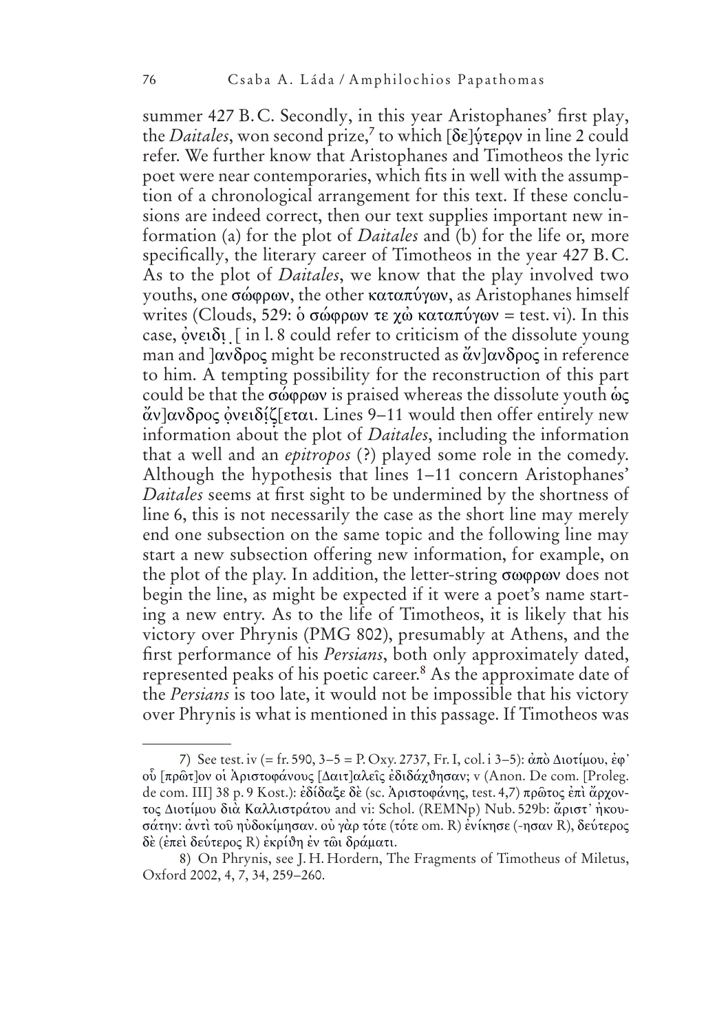summer 427 B.C. Secondly, in this year Aristophanes' first play, the *Daitales*, won second prize,[7] to which [δε]ύ̣τερο̣ν in line 2 could refer. We further know that Aristophanes and Timotheos the lyric poet were near contemporaries, which fits in well with the assumption of a chronological arrangement for this text. If these conclusions are indeed correct, then our text supplies important new information (a) for the plot of *Daitales* and (b) for the life or, more specifically, the literary career of Timotheos in the year 427 B.C. As to the plot of *Daitales*, we know that the play involved two youths, one σώφρων, the other καταπύγων, as Aristophanes himself writes (Clouds, 529: ὁ σώφρων τε χὠ καταπύγων = test. vi). In this case, ὀ̣νειδι̣ ̣[ in l. 8 could refer to criticism of the dissolute young man and ]ανδρος might be reconstructed as ἄν]ανδρος in reference to him. A tempting possibility for the reconstruction of this part could be that the σώφρων is praised whereas the dissolute youth ὡς ἄν]ανδρος ὀ̣νειδί̣ζ[εται. Lines 9–11 would then offer entirely new information about the plot of *Daitales*, including the information that a well and an *epitropos* (?) played some role in the comedy. Although the hypothesis that lines 1–11 concern Aristophanes' *Daitales* seems at first sight to be undermined by the shortness of line 6, this is not necessarily the case as the short line may merely end one subsection on the same topic and the following line may start a new subsection offering new information, for example, on the plot of the play. In addition, the letter-string σωφρων does not begin the line, as might be expected if it were a poet's name starting a new entry. As to the life of Timotheos, it is likely that his victory over Phrynis (PMG 802), presumably at Athens, and the first performance of his *Persians*, both only approximately dated, represented peaks of his poetic career.[8] As the approximate date of the *Persians* is too late, it would not be impossible that his victory over Phrynis is what is mentioned in this passage. If Timotheos was

---

7) See test. iv (= fr. 590, 3–5 = P. Oxy. 2737, Fr. I, col. i 3–5): ἀπὸ Διοτίμου, ἐφ' οὗ [πρῶτ]ον οἱ Ἀριστοφάνους [Δαιτ]αλεῖς ἐδιδάχθησαν; v (Anon. De com. [Proleg. de com. III] 38 p. 9 Kost.): ἐδίδαξε δὲ (sc. Ἀριστοφάνης, test. 4,7) πρῶτος ἐπὶ ἄρχοντος Διοτίμου διὰ Καλλιστράτου and vi: Schol. (REMNp) Nub. 529b: ἄριστ' ἠκουσάτην: ἀντὶ τοῦ ηὐδοκίμησαν. οὐ γὰρ τότε (τότε om. R) ἐνίκησε (-ησαν R), δεύτερος δὲ (ἐπεὶ δεύτερος R) ἐκρίθη ἐν τῶι δράματι.

8) On Phrynis, see J. H. Hordern, The Fragments of Timotheus of Miletus, Oxford 2002, 4, 7, 34, 259–260.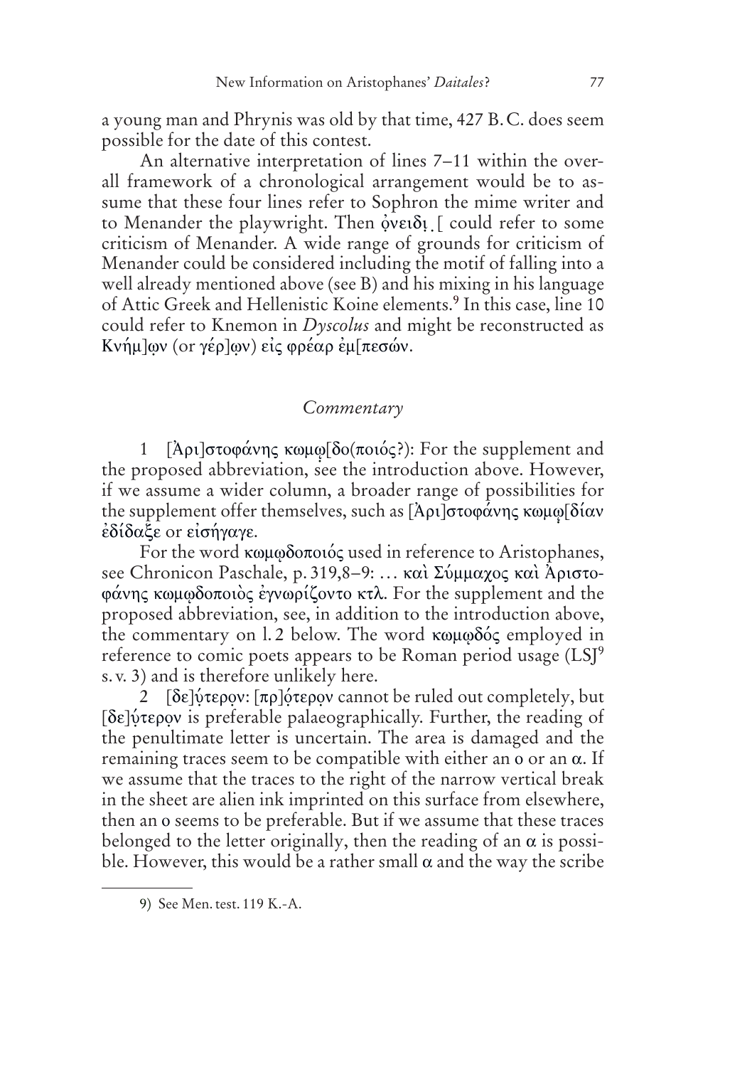a young man and Phrynis was old by that time, 427 B.C. does seem possible for the date of this contest.

An alternative interpretation of lines 7–11 within the overall framework of a chronological arrangement would be to assume that these four lines refer to Sophron the mime writer and to Menander the playwright. Then ọνειδι̣.[ could refer to some criticism of Menander. A wide range of grounds for criticism of Menander could be considered including the motif of falling into a well already mentioned above (see B) and his mixing in his language of Attic Greek and Hellenistic Koine elements.[9] In this case, line 10 could refer to Knemon in *Dyscolus* and might be reconstructed as Κνήμ]ω̣ν (or γέρ]ω̣ν) εἰς φρέαρ ἐμ[πεσών.

## *Commentary*

1 [Ἀρι]στοφάνης κωμῳ̣[δο(ποιός?): For the supplement and the proposed abbreviation, see the introduction above. However, if we assume a wider column, a broader range of possibilities for the supplement offer themselves, such as [Ἀρι]στοφάνης κωμῳ̣[δίαν ἐδίδαξε or εἰσήγαγε.

For the word κωμῳδοποιός used in reference to Aristophanes, see Chronicon Paschale, p. 319,8–9: … καὶ Σύμμαχος καὶ Ἀριστοφάνης κωμῳδοποιὸς ἐγνωρίζοντο κτλ. For the supplement and the proposed abbreviation, see, in addition to the introduction above, the commentary on l. 2 below. The word κωμῳδός employed in reference to comic poets appears to be Roman period usage (LSJ[9] s. v. 3) and is therefore unlikely here.

2 [δε]ύ̣τερο̣ν: [πρ]ό̣τερο̣ν cannot be ruled out completely, but [δε]ύ̣τερο̣ν is preferable palaeographically. Further, the reading of the penultimate letter is uncertain. The area is damaged and the remaining traces seem to be compatible with either an ο or an α. If we assume that the traces to the right of the narrow vertical break in the sheet are alien ink imprinted on this surface from elsewhere, then an ο seems to be preferable. But if we assume that these traces belonged to the letter originally, then the reading of an α is possible. However, this would be a rather small α and the way the scribe

9) See Men. test. 119 K.-A.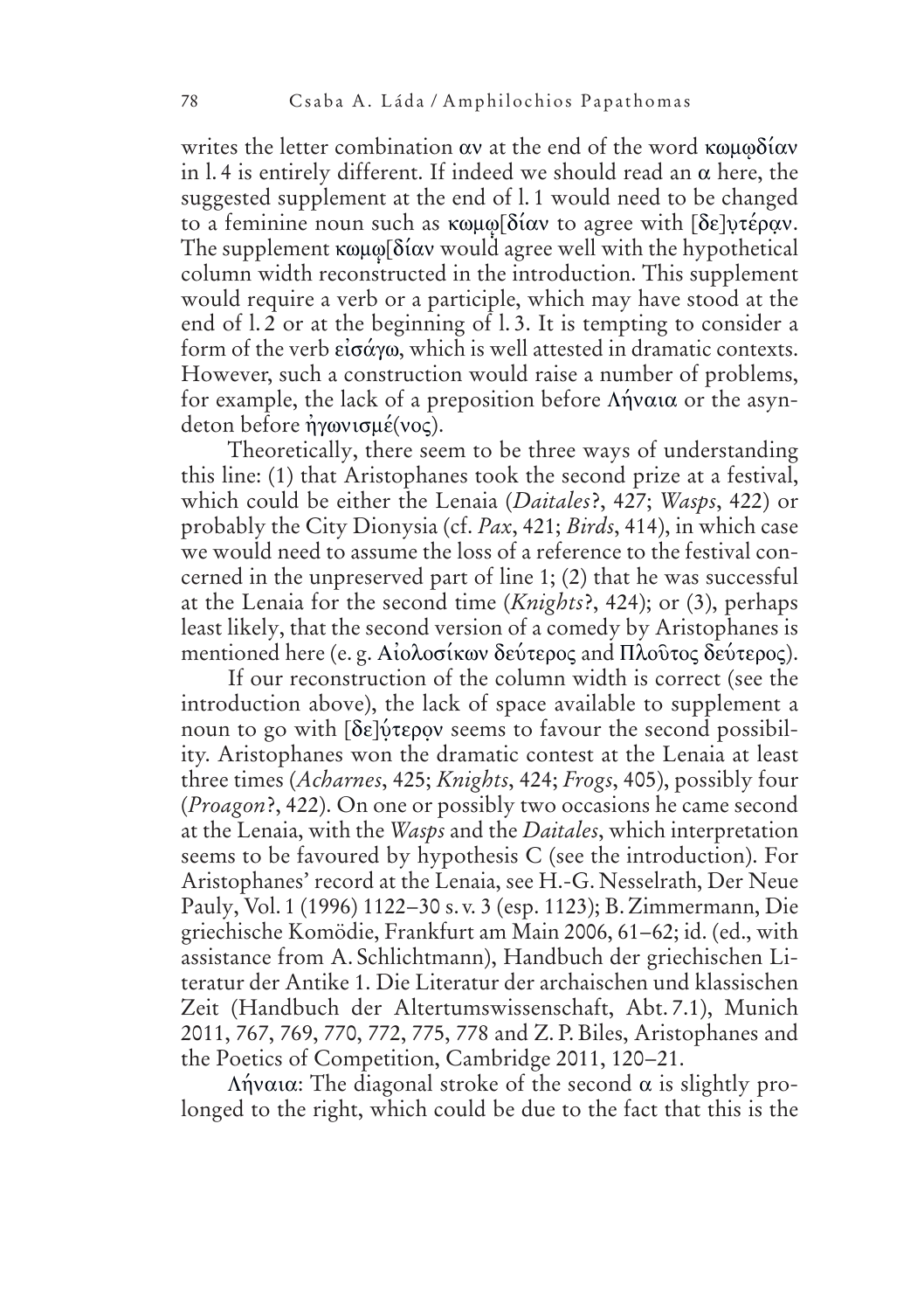writes the letter combination αν at the end of the word κωμῳδίαν in l. 4 is entirely different. If indeed we should read an α here, the suggested supplement at the end of l. 1 would need to be changed to a feminine noun such as κωμῳ̣[δίαν to agree with [δε]υ̣τέρα̣ν. The supplement κωμῳ̣[δίαν would agree well with the hypothetical column width reconstructed in the introduction. This supplement would require a verb or a participle, which may have stood at the end of l. 2 or at the beginning of l. 3. It is tempting to consider a form of the verb εἰσάγω, which is well attested in dramatic contexts. However, such a construction would raise a number of problems, for example, the lack of a preposition before Λήναια or the asyndeton before ἠγωνισμέ(νος).

Theoretically, there seem to be three ways of understanding this line: (1) that Aristophanes took the second prize at a festival, which could be either the Lenaia (*Daitales*?, 427; *Wasps*, 422) or probably the City Dionysia (cf. *Pax*, 421; *Birds*, 414), in which case we would need to assume the loss of a reference to the festival concerned in the unpreserved part of line 1; (2) that he was successful at the Lenaia for the second time (*Knights*?, 424); or (3), perhaps least likely, that the second version of a comedy by Aristophanes is mentioned here (e. g. Αἰολοσίκων δεύτερος and Πλοῦτος δεύτερος).

If our reconstruction of the column width is correct (see the introduction above), the lack of space available to supplement a noun to go with [δε]ύ̣τερο̣ν seems to favour the second possibility. Aristophanes won the dramatic contest at the Lenaia at least three times (*Acharnes*, 425; *Knights*, 424; *Frogs*, 405), possibly four (*Proagon*?, 422). On one or possibly two occasions he came second at the Lenaia, with the *Wasps* and the *Daitales*, which interpretation seems to be favoured by hypothesis C (see the introduction). For Aristophanes' record at the Lenaia, see H.-G. Nesselrath, Der Neue Pauly, Vol. 1 (1996) 1122–30 s. v. 3 (esp. 1123); B. Zimmermann, Die griechische Komödie, Frankfurt am Main 2006, 61–62; id. (ed., with assistance from A. Schlichtmann), Handbuch der griechischen Literatur der Antike 1. Die Literatur der archaischen und klassischen Zeit (Handbuch der Altertumswissenschaft, Abt. 7.1), Munich 2011, 767, 769, 770, 772, 775, 778 and Z. P. Biles, Aristophanes and the Poetics of Competition, Cambridge 2011, 120–21.

Λήναια: The diagonal stroke of the second α is slightly prolonged to the right, which could be due to the fact that this is the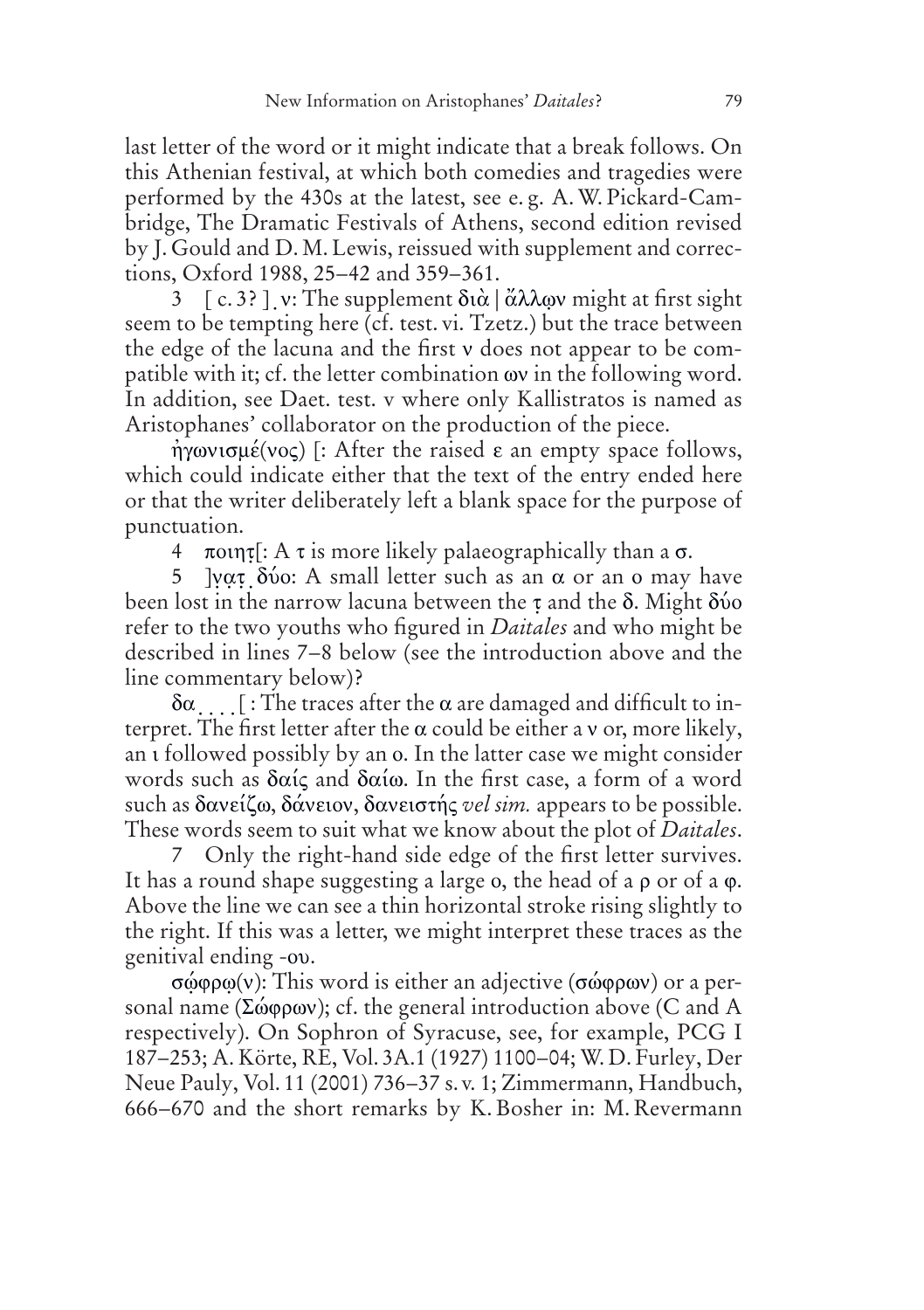last letter of the word or it might indicate that a break follows. On this Athenian festival, at which both comedies and tragedies were performed by the 430s at the latest, see e. g. A. W. Pickard-Cambridge, The Dramatic Festivals of Athens, second edition revised by J. Gould and D. M. Lewis, reissued with supplement and corrections, Oxford 1988, 25–42 and 359–361.

3 [ c. 3? ] ̣ν: The supplement διὰ | ἄλλω̣ν might at first sight seem to be tempting here (cf. test. vi. Tzetz.) but the trace between the edge of the lacuna and the first ν does not appear to be compatible with it; cf. the letter combination ων in the following word. In addition, see Daet. test. v where only Kallistratos is named as Aristophanes' collaborator on the production of the piece.

ἠ̣γωνισμέ(νος) [: After the raised ε an empty space follows, which could indicate either that the text of the entry ended here or that the writer deliberately left a blank space for the purpose of punctuation.

4 ποιητ̣[: A τ is more likely palaeographically than a σ.

5 ]ν̣α̣τ̣ ̣ δύο: A small letter such as an α or an ο may have been lost in the narrow lacuna between the τ̣ and the δ. Might δύο refer to the two youths who figured in *Daitales* and who might be described in lines 7–8 below (see the introduction above and the line commentary below)?

δα ̣ ̣ ̣ ̣[ : The traces after the α are damaged and difficult to interpret. The first letter after the α could be either a ν or, more likely, an ι followed possibly by an ο. In the latter case we might consider words such as δαΐς and δαίω. In the first case, a form of a word such as δανείζω, δάνειον, δανειστής *vel sim.* appears to be possible. These words seem to suit what we know about the plot of *Daitales*.

7 Only the right-hand side edge of the first letter survives. It has a round shape suggesting a large ο, the head of a ρ or of a φ. Above the line we can see a thin horizontal stroke rising slightly to the right. If this was a letter, we might interpret these traces as the genitival ending -ου.

σώ̣φρω̣(ν): This word is either an adjective (σώφρων) or a personal name (Σώφρων); cf. the general introduction above (C and A respectively). On Sophron of Syracuse, see, for example, PCG I 187–253; A. Körte, RE, Vol. 3A.1 (1927) 1100–04; W. D. Furley, Der Neue Pauly, Vol. 11 (2001) 736–37 s. v. 1; Zimmermann, Handbuch, 666–670 and the short remarks by K. Bosher in: M. Revermann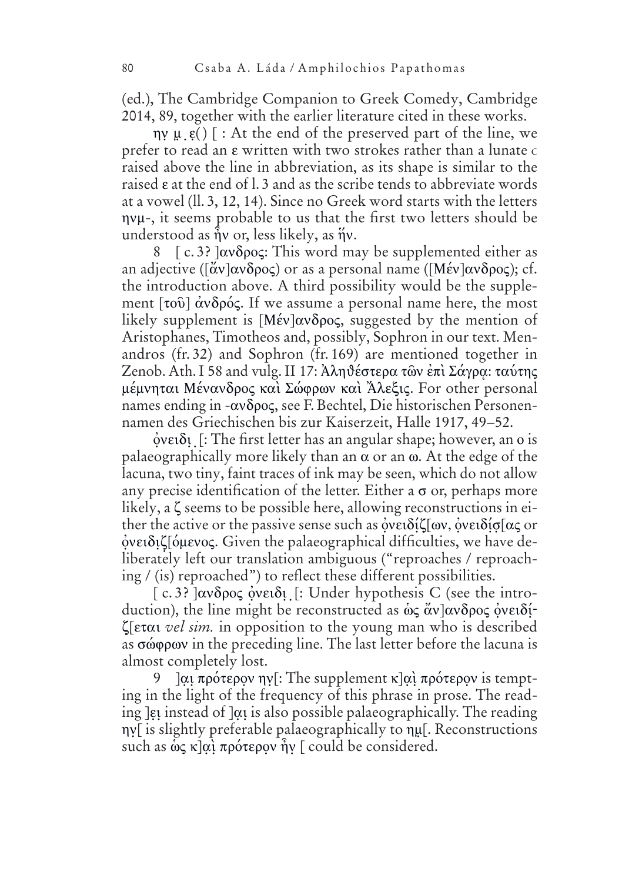(ed.), The Cambridge Companion to Greek Comedy, Cambridge 2014, 89, together with the earlier literature cited in these works.

ηγ̣ μ̣ ̣ ε̣() [ : At the end of the preserved part of the line, we prefer to read an ε written with two strokes rather than a lunate ϲ raised above the line in abbreviation, as its shape is similar to the raised ε at the end of l. 3 and as the scribe tends to abbreviate words at a vowel (ll. 3, 12, 14). Since no Greek word starts with the letters ηνμ-, it seems probable to us that the first two letters should be understood as ἦν or, less likely, as ἥν.

8 [ c. 3? ]ανδρος: This word may be supplemented either as an adjective ([ἄν]ανδρος) or as a personal name ([Μέν]ανδρος); cf. the introduction above. A third possibility would be the supplement [τοῦ] ἀνδρός. If we assume a personal name here, the most likely supplement is [Μέν]ανδρος, suggested by the mention of Aristophanes, Timotheos and, possibly, Sophron in our text. Menandros (fr. 32) and Sophron (fr. 169) are mentioned together in Zenob. Ath. I 58 and vulg. II 17: Ἀληθέστερα τῶν ἐπὶ Σάγρᾳ: ταύτης μέμνηται Μένανδρος καὶ Σώφρων καὶ Ἄλεξις. For other personal names ending in -ανδρος, see F. Bechtel, Die historischen Personennamen des Griechischen bis zur Kaiserzeit, Halle 1917, 49–52.

ὀ̣νειδι̣ ̣ [: The first letter has an angular shape; however, an ο is palaeographically more likely than an α or an ω. At the edge of the lacuna, two tiny, faint traces of ink may be seen, which do not allow any precise identification of the letter. Either a σ or, perhaps more likely, a ζ seems to be possible here, allowing reconstructions in either the active or the passive sense such as ὀ̣νειδί̣ζ[ων, ὀ̣νειδί̣σ[ας or ὀ̣νειδι̣ζ[όμενος. Given the palaeographical difficulties, we have deliberately left our translation ambiguous ("reproaches / reproaching / (is) reproached") to reflect these different possibilities.

[ c. 3? ]ανδρος ὀ̣νειδι̣ ̣ [: Under hypothesis C (see the introduction), the line might be reconstructed as ὡς ἄν]ανδρος ὀ̣νειδί̣ζ[εται *vel sim.* in opposition to the young man who is described as σώφρων in the preceding line. The last letter before the lacuna is almost completely lost.

9 ]α̣ι̣ πρότερο̣ν ηγ̣[: The supplement κ]α̣ὶ̣ πρότερο̣ν is tempting in the light of the frequency of this phrase in prose. The reading ]ε̣ι̣ instead of ]α̣ι̣ is also possible palaeographically. The reading ηγ̣[ is slightly preferable palaeographically to ημ̣[. Reconstructions such as ὡς κ]α̣ὶ̣ πρότερο̣ν ἦγ̣ [ could be considered.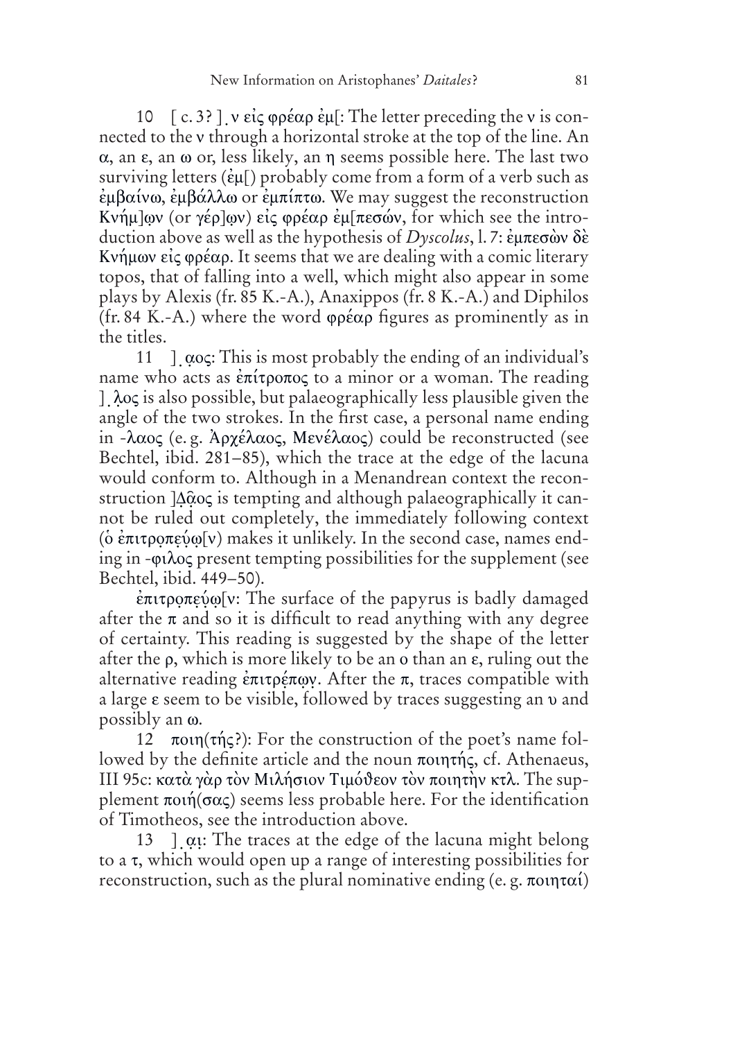10 [ c. 3? ] ̣ ν εἰς φρέαρ ἐμ[: The letter preceding the ν is connected to the ν through a horizontal stroke at the top of the line. An α, an ε, an ω or, less likely, an η seems possible here. The last two surviving letters (ἐμ[) probably come from a form of a verb such as ἐμβαίνω, ἐμβάλλω or ἐμπίπτω. We may suggest the reconstruction Κνήμ]ω̣ν (or γέρ]ω̣ν) εἰς φρέαρ ἐμ[πεσών, for which see the introduction above as well as the hypothesis of *Dyscolus*, l. 7: ἐμπεσὼν δὲ Κνήμων εἰς φρέαρ. It seems that we are dealing with a comic literary topos, that of falling into a well, which might also appear in some plays by Alexis (fr. 85 K.-A.), Anaxippos (fr. 8 K.-A.) and Diphilos (fr. 84 K.-A.) where the word φρέαρ figures as prominently as in the titles.

11 ] ̣ α̣ος: This is most probably the ending of an individual's name who acts as ἐπίτροπος to a minor or a woman. The reading ] ̣ λ̣ος is also possible, but palaeographically less plausible given the angle of the two strokes. In the first case, a personal name ending in -λαος (e. g. Ἀρχέλαος, Μενέλαος) could be reconstructed (see Bechtel, ibid. 281–85), which the trace at the edge of the lacuna would conform to. Although in a Menandrean context the reconstruction ]Δ̣ᾶ̣ος is tempting and although palaeographically it cannot be ruled out completely, the immediately following context (ὁ ἐπιτρο̣π̣ε̣ύ̣ω̣[ν) makes it unlikely. In the second case, names ending in -φιλος present tempting possibilities for the supplement (see Bechtel, ibid. 449–50).

ἐπιτρο̣π̣ε̣ύ̣ω̣[ν: The surface of the papyrus is badly damaged after the π and so it is difficult to read anything with any degree of certainty. This reading is suggested by the shape of the letter after the ρ, which is more likely to be an ο than an ε, ruling out the alternative reading ἐπιτρέπω̣ν̣. After the π, traces compatible with a large ε seem to be visible, followed by traces suggesting an υ and possibly an ω.

12 ποιη(τής?): For the construction of the poet's name followed by the definite article and the noun ποιητής, cf. Athenaeus, III 95c: κατὰ γὰρ τὸν Μιλήσιον Τιμόθεον τὸν ποιητὴν κτλ. The supplement ποιή(σας) seems less probable here. For the identification of Timotheos, see the introduction above.

13 ] ̣ α̣ι̣: The traces at the edge of the lacuna might belong to a τ, which would open up a range of interesting possibilities for reconstruction, such as the plural nominative ending (e. g. ποιηταί)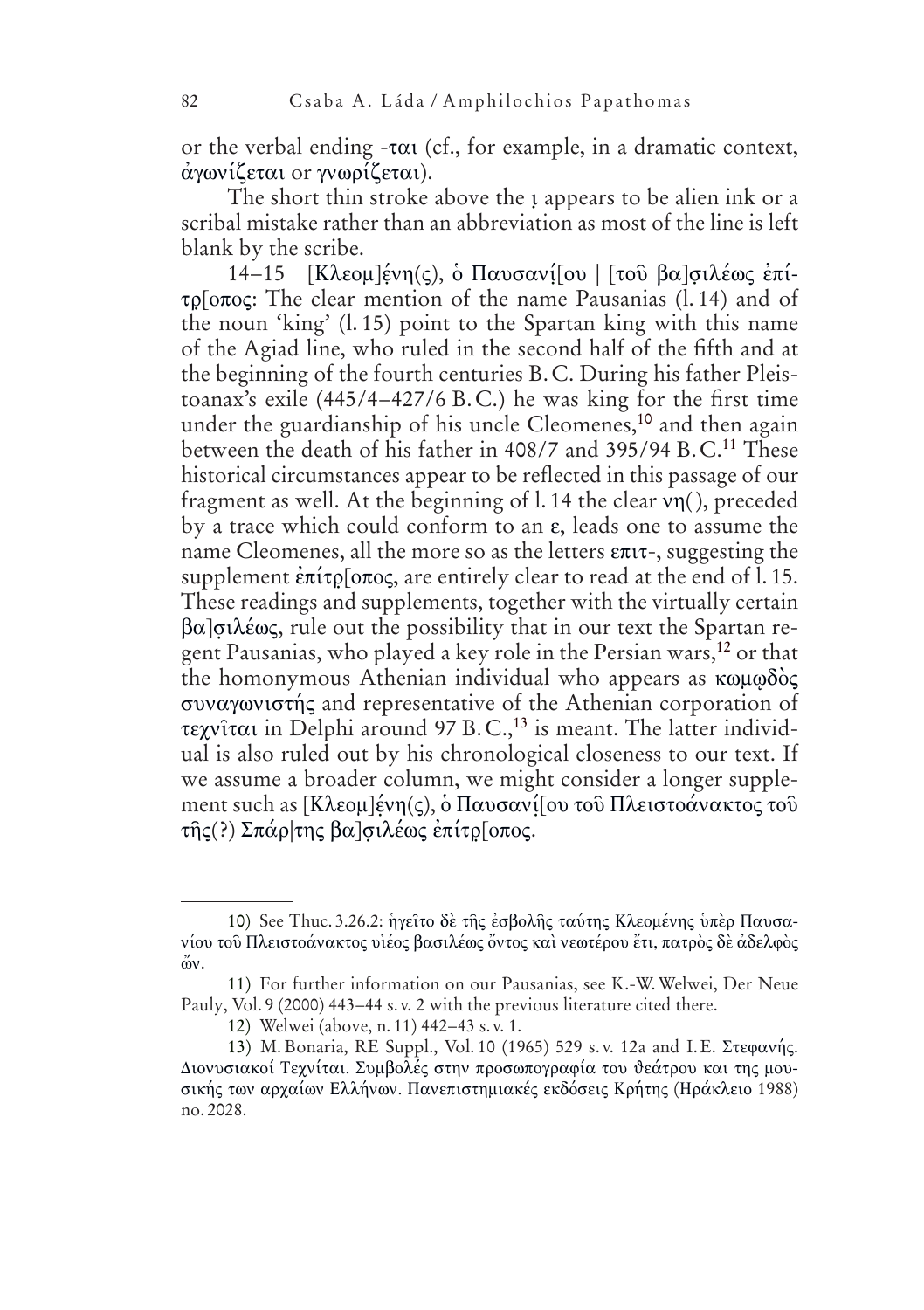or the verbal ending -ται (cf., for example, in a dramatic context, ἀγωνίζεται or γνωρίζεται).

The short thin stroke above the ι̣ appears to be alien ink or a scribal mistake rather than an abbreviation as most of the line is left blank by the scribe.

14–15 [Κλεομ]ε̣νη(ς), ὁ Παυσανί̣[ου | [τοῦ βα]σ̣ιλέως ἐπίτρ̣[οπος: The clear mention of the name Pausanias (l. 14) and of the noun 'king' (l. 15) point to the Spartan king with this name of the Agiad line, who ruled in the second half of the fifth and at the beginning of the fourth centuries B. C. During his father Pleistoanax's exile (445/4–427/6 B. C.) he was king for the first time under the guardianship of his uncle Cleomenes,[10] and then again between the death of his father in 408/7 and 395/94 B. C.[11] These historical circumstances appear to be reflected in this passage of our fragment as well. At the beginning of l. 14 the clear νη( ), preceded by a trace which could conform to an ε, leads one to assume the name Cleomenes, all the more so as the letters επιτ-, suggesting the supplement ἐπίτρ̣[οπος, are entirely clear to read at the end of l. 15. These readings and supplements, together with the virtually certain βα]σ̣ιλέως, rule out the possibility that in our text the Spartan regent Pausanias, who played a key role in the Persian wars,[12] or that the homonymous Athenian individual who appears as κωμῳδὸς συναγωνιστής and representative of the Athenian corporation of τεχνῖται in Delphi around 97 B. C.,[13] is meant. The latter individual is also ruled out by his chronological closeness to our text. If we assume a broader column, we might consider a longer supplement such as [Κλεομ]ε̣νη(ς), ὁ Παυσανί̣[ου τοῦ Πλειστοάνακτος τοῦ τῆς(?) Σπάρ|της βα]σ̣ιλέως ἐπίτρ̣[οπος.

---

10) See Thuc. 3.26.2: ἡγεῖτο δὲ τῆς ἐσβολῆς ταύτης Κλεομένης ὑπὲρ Παυσανίου τοῦ Πλειστοάνακτος υἱέος βασιλέως ὄντος καὶ νεωτέρου ἔτι, πατρὸς δὲ ἀδελφὸς ὤν.

11) For further information on our Pausanias, see K.-W. Welwei, Der Neue Pauly, Vol. 9 (2000) 443–44 s. v. 2 with the previous literature cited there.

12) Welwei (above, n. 11) 442–43 s. v. 1.

13) M. Bonaria, RE Suppl., Vol. 10 (1965) 529 s. v. 12a and I. E. Στεφανής. Διονυσιακοί Τεχνίται. Συμβολές στην προσωπογραφία του θεάτρου και της μουσικής των αρχαίων Ελλήνων. Πανεπιστημιακές εκδόσεις Κρήτης (Ηράκλειο 1988) no. 2028.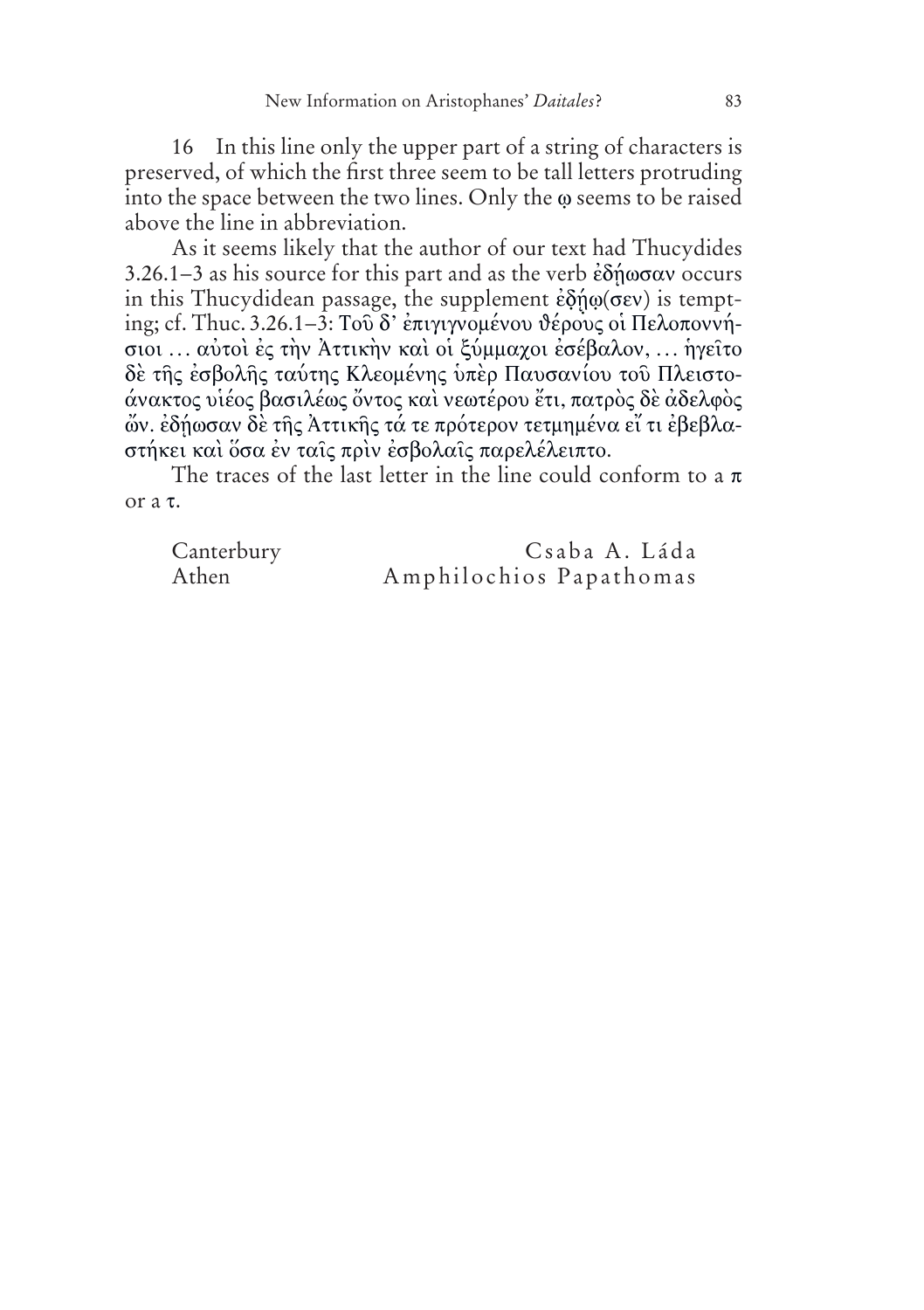16 In this line only the upper part of a string of characters is preserved, of which the first three seem to be tall letters protruding into the space between the two lines. Only the ω̣ seems to be raised above the line in abbreviation.

As it seems likely that the author of our text had Thucydides 3.26.1–3 as his source for this part and as the verb ἐδῄωσαν occurs in this Thucydidean passage, the supplement ἐδ̣ῄω̣(σεν) is tempting; cf. Thuc. 3.26.1–3: Τοῦ δ' ἐπιγιγνομένου θέρους οἱ Πελοποννήσιοι … αὐτοὶ ἐς τὴν Ἀττικὴν καὶ οἱ ξύμμαχοι ἐσέβαλον, … ἡγεῖτο δὲ τῆς ἐσβολῆς ταύτης Κλεομένης ὑπὲρ Παυσανίου τοῦ Πλειστοάνακτος υἱέος βασιλέως ὄντος καὶ νεωτέρου ἔτι, πατρὸς δὲ ἀδελφὸς ὤν. ἐδῄωσαν δὲ τῆς Ἀττικῆς τά τε πρότερον τετμημένα εἴ τι ἐβεβλαστήκει καὶ ὅσα ἐν ταῖς πρὶν ἐσβολαῖς παρελέλειπτο.

The traces of the last letter in the line could conform to a π or a τ.

Canterbury — Csaba A. Láda
Athen — Amphilochios Papathomas